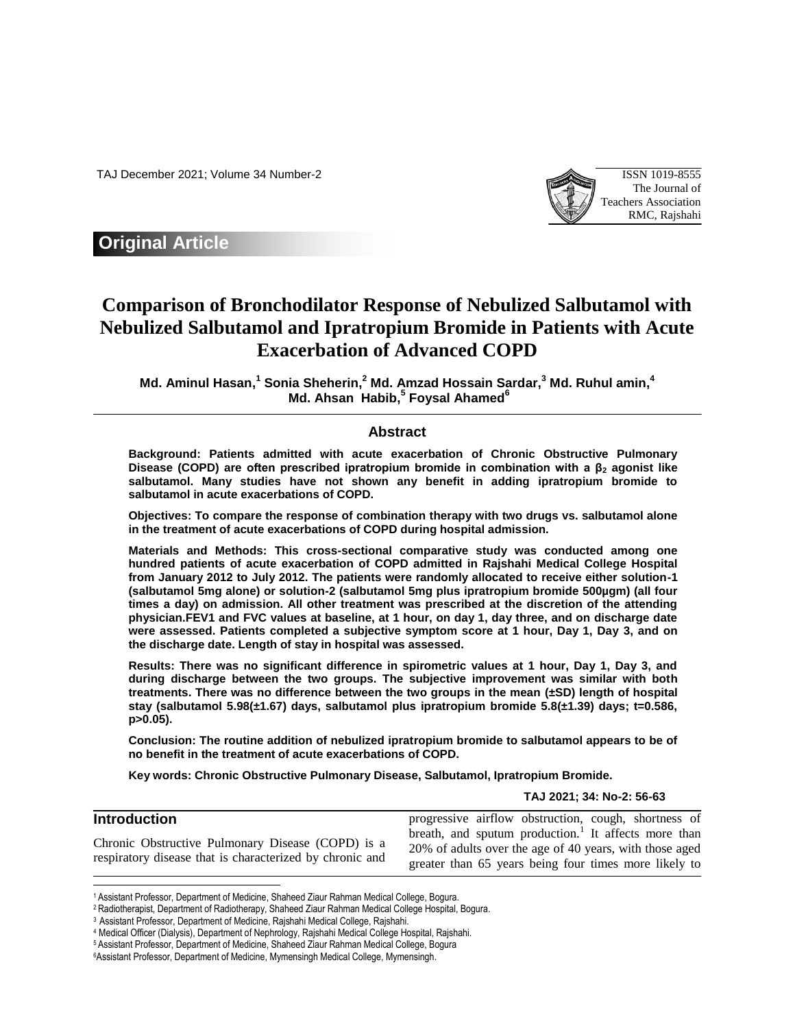## Original Article

# Comparison of Bronchodilator Response of Nebulized Salbutamol with Nebulized Salbutamol and Ipratropium Bromide in Patients with Acute Exacerbation of Advanced COPD

**Md. Aminul Hasan,[1] Sonia Sheherin,[2] Md. Amzad Hossain Sardar,[3] Md. Ruhul amin,[4] Md. Ahsan Habib,[5] Foysal Ahamed[6]**

## Abstract

**Background: Patients admitted with acute exacerbation of Chronic Obstructive Pulmonary Disease (COPD) are often prescribed ipratropium bromide in combination with a $\beta_2$ agonist like salbutamol. Many studies have not shown any benefit in adding ipratropium bromide to salbutamol in acute exacerbations of COPD.**

**Objectives: To compare the response of combination therapy with two drugs vs. salbutamol alone in the treatment of acute exacerbations of COPD during hospital admission.**

**Materials and Methods: This cross-sectional comparative study was conducted among one hundred patients of acute exacerbation of COPD admitted in Rajshahi Medical College Hospital from January 2012 to July 2012. The patients were randomly allocated to receive either solution-1 (salbutamol 5mg alone) or solution-2 (salbutamol 5mg plus ipratropium bromide 500µgm) (all four times a day) on admission. All other treatment was prescribed at the discretion of the attending physician.FEV1 and FVC values at baseline, at 1 hour, on day 1, day three, and on discharge date were assessed. Patients completed a subjective symptom score at 1 hour, Day 1, Day 3, and on the discharge date. Length of stay in hospital was assessed.**

**Results: There was no significant difference in spirometric values at 1 hour, Day 1, Day 3, and during discharge between the two groups. The subjective improvement was similar with both treatments. There was no difference between the two groups in the mean (±SD) length of hospital stay (salbutamol 5.98(±1.67) days, salbutamol plus ipratropium bromide 5.8(±1.39) days; t=0.586, p>0.05).**

**Conclusion: The routine addition of nebulized ipratropium bromide to salbutamol appears to be of no benefit in the treatment of acute exacerbations of COPD.**

**Key words: Chronic Obstructive Pulmonary Disease, Salbutamol, Ipratropium Bromide.**

## Introduction

Chronic Obstructive Pulmonary Disease (COPD) is a respiratory disease that is characterized by chronic and progressive airflow obstruction, cough, shortness of breath, and sputum production.[1] It affects more than 20% of adults over the age of 40 years, with those aged greater than 65 years being four times more likely to

[1] Assistant Professor, Department of Medicine, Shaheed Ziaur Rahman Medical College, Bogura.
[2] Radiotherapist, Department of Radiotherapy, Shaheed Ziaur Rahman Medical College Hospital, Bogura.
[3] Assistant Professor, Department of Medicine, Rajshahi Medical College, Rajshahi.
[4] Medical Officer (Dialysis), Department of Nephrology, Rajshahi Medical College Hospital, Rajshahi.
[5] Assistant Professor, Department of Medicine, Shaheed Ziaur Rahman Medical College, Bogura
[6] Assistant Professor, Department of Medicine, Mymensingh Medical College, Mymensingh.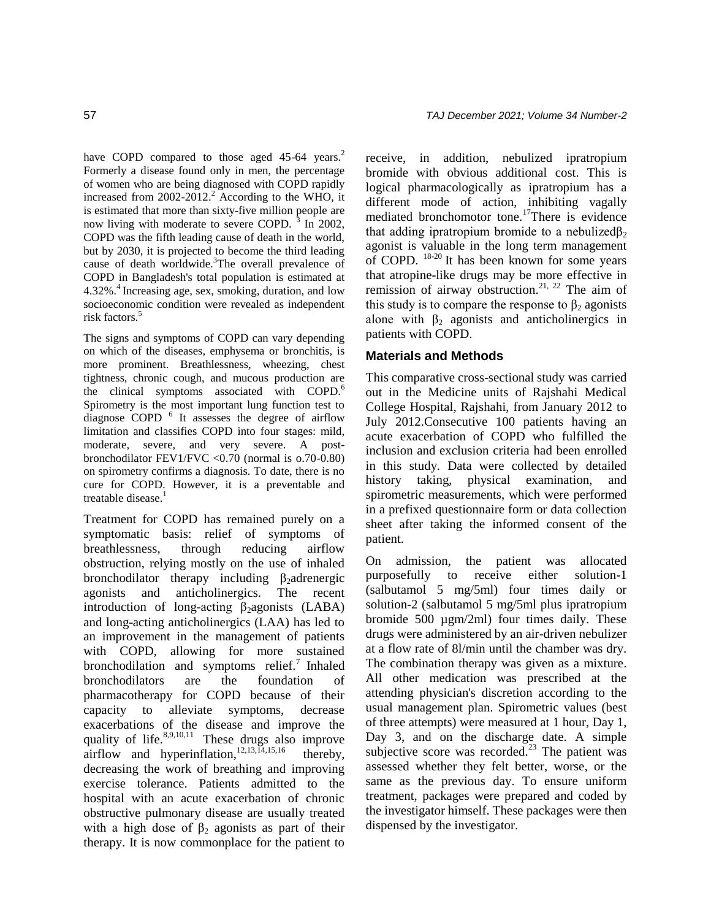have COPD compared to those aged 45-64 years.[2] Formerly a disease found only in men, the percentage of women who are being diagnosed with COPD rapidly increased from 2002-2012.[2] According to the WHO, it is estimated that more than sixty-five million people are now living with moderate to severe COPD. [3] In 2002, COPD was the fifth leading cause of death in the world, but by 2030, it is projected to become the third leading cause of death worldwide.[3]The overall prevalence of COPD in Bangladesh's total population is estimated at 4.32%.[4] Increasing age, sex, smoking, duration, and low socioeconomic condition were revealed as independent risk factors.[5]

The signs and symptoms of COPD can vary depending on which of the diseases, emphysema or bronchitis, is more prominent. Breathlessness, wheezing, chest tightness, chronic cough, and mucous production are the clinical symptoms associated with COPD.[6] Spirometry is the most important lung function test to diagnose COPD [6] It assesses the degree of airflow limitation and classifies COPD into four stages: mild, moderate, severe, and very severe. A post-bronchodilator FEV1/FVC <0.70 (normal is o.70-0.80) on spirometry confirms a diagnosis. To date, there is no cure for COPD. However, it is a preventable and treatable disease.[1]

Treatment for COPD has remained purely on a symptomatic basis: relief of symptoms of breathlessness, through reducing airflow obstruction, relying mostly on the use of inhaled bronchodilator therapy including $\beta_2$adrenergic agonists and anticholinergics. The recent introduction of long-acting $\beta_2$agonists (LABA) and long-acting anticholinergics (LAA) has led to an improvement in the management of patients with COPD, allowing for more sustained bronchodilation and symptoms relief.[7] Inhaled bronchodilators are the foundation of pharmacotherapy for COPD because of their capacity to alleviate symptoms, decrease exacerbations of the disease and improve the quality of life.[8,9,10,11] These drugs also improve airflow and hyperinflation,[12,13,14,15,16] thereby, decreasing the work of breathing and improving exercise tolerance. Patients admitted to the hospital with an acute exacerbation of chronic obstructive pulmonary disease are usually treated with a high dose of $\beta_2$ agonists as part of their therapy. It is now commonplace for the patient to receive, in addition, nebulized ipratropium bromide with obvious additional cost. This is logical pharmacologically as ipratropium has a different mode of action, inhibiting vagally mediated bronchomotor tone.[17]There is evidence that adding ipratropium bromide to a nebulized$\beta_2$ agonist is valuable in the long term management of COPD. [18-20] It has been known for some years that atropine-like drugs may be more effective in remission of airway obstruction.[21, 22] The aim of this study is to compare the response to $\beta_2$ agonists alone with $\beta_2$ agonists and anticholinergics in patients with COPD.

## Materials and Methods

This comparative cross-sectional study was carried out in the Medicine units of Rajshahi Medical College Hospital, Rajshahi, from January 2012 to July 2012.Consecutive 100 patients having an acute exacerbation of COPD who fulfilled the inclusion and exclusion criteria had been enrolled in this study. Data were collected by detailed history taking, physical examination, and spirometric measurements, which were performed in a prefixed questionnaire form or data collection sheet after taking the informed consent of the patient.

On admission, the patient was allocated purposefully to receive either solution-1 (salbutamol 5 mg/5ml) four times daily or solution-2 (salbutamol 5 mg/5ml plus ipratropium bromide 500 µgm/2ml) four times daily. These drugs were administered by an air-driven nebulizer at a flow rate of 8l/min until the chamber was dry. The combination therapy was given as a mixture. All other medication was prescribed at the attending physician's discretion according to the usual management plan. Spirometric values (best of three attempts) were measured at 1 hour, Day 1, Day 3, and on the discharge date. A simple subjective score was recorded.[23] The patient was assessed whether they felt better, worse, or the same as the previous day. To ensure uniform treatment, packages were prepared and coded by the investigator himself. These packages were then dispensed by the investigator.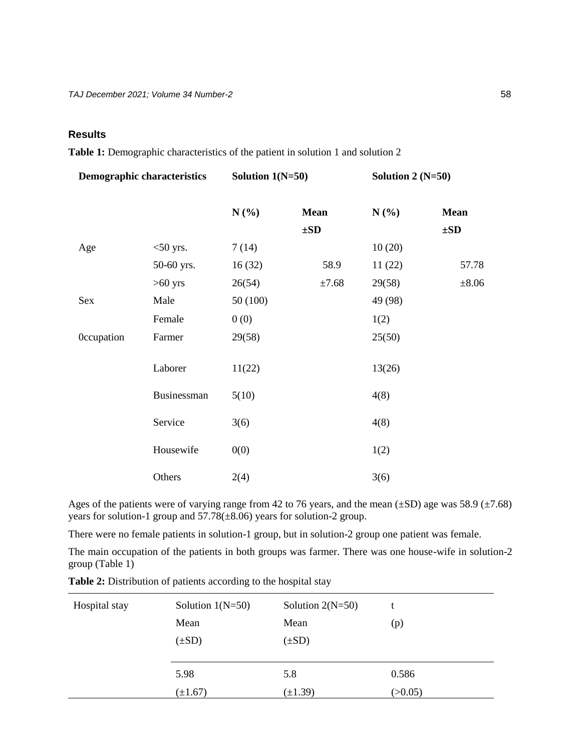## Results

**Table 1:** Demographic characteristics of the patient in solution 1 and solution 2

| Demographic characteristics | | Solution 1(N=50) | | Solution 2 (N=50) | |
|---|---|---|---|---|---|
| | | N (%) | Mean ±SD | N (%) | Mean ±SD |
| Age | <50 yrs. | 7 (14) | | 10 (20) | |
| | 50-60 yrs. | 16 (32) | 58.9 | 11 (22) | 57.78 |
| | >60 yrs | 26(54) | ±7.68 | 29(58) | ±8.06 |
| Sex | Male | 50 (100) | | 49 (98) | |
| | Female | 0 (0) | | 1(2) | |
| 0ccupation | Farmer | 29(58) | | 25(50) | |
| | Laborer | 11(22) | | 13(26) | |
| | Businessman | 5(10) | | 4(8) | |
| | Service | 3(6) | | 4(8) | |
| | Housewife | 0(0) | | 1(2) | |
| | Others | 2(4) | | 3(6) | |

Ages of the patients were of varying range from 42 to 76 years, and the mean (±SD) age was 58.9 (±7.68) years for solution-1 group and 57.78(±8.06) years for solution-2 group.

There were no female patients in solution-1 group, but in solution-2 group one patient was female.

The main occupation of the patients in both groups was farmer. There was one house-wife in solution-2 group (Table 1)

**Table 2:** Distribution of patients according to the hospital stay

| Hospital stay | Solution 1(N=50) Mean (±SD) | Solution 2(N=50) Mean (±SD) | t (p) |
|---|---|---|---|
| | 5.98 (±1.67) | 5.8 (±1.39) | 0.586 (>0.05) |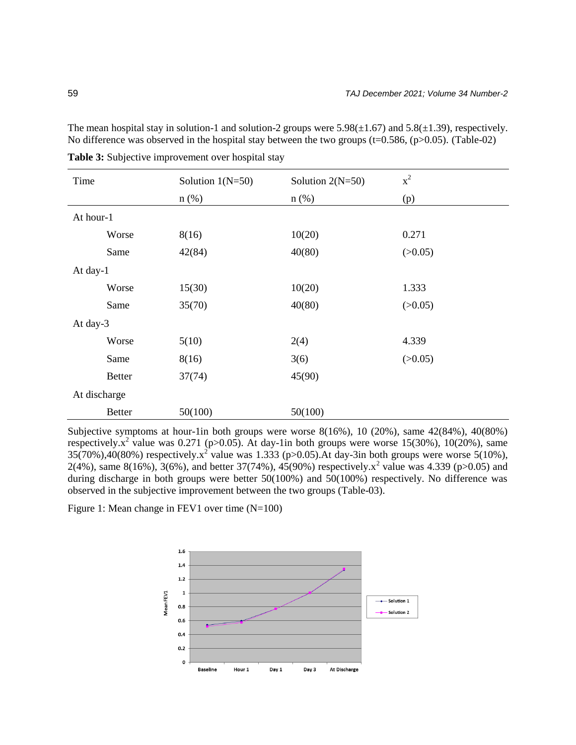The mean hospital stay in solution-1 and solution-2 groups were 5.98(±1.67) and 5.8(±1.39), respectively. No difference was observed in the hospital stay between the two groups (t=0.586, (p>0.05). (Table-02)

**Table 3:** Subjective improvement over hospital stay

| Time | Solution 1(N=50) n (%) | Solution 2(N=50) n (%) | $x^2$ (p) |
|---|---|---|---|
| At hour-1 | | | |
| Worse | 8(16) | 10(20) | 0.271 |
| Same | 42(84) | 40(80) | (>0.05) |
| At day-1 | | | |
| Worse | 15(30) | 10(20) | 1.333 |
| Same | 35(70) | 40(80) | (>0.05) |
| At day-3 | | | |
| Worse | 5(10) | 2(4) | 4.339 |
| Same | 8(16) | 3(6) | (>0.05) |
| Better | 37(74) | 45(90) | |
| At discharge | | | |
| Better | 50(100) | 50(100) | |

Subjective symptoms at hour-1in both groups were worse 8(16%), 10 (20%), same 42(84%), 40(80%) respectively.$x^2$ value was 0.271 (p>0.05). At day-1in both groups were worse 15(30%), 10(20%), same 35(70%),40(80%) respectively.$x^2$ value was 1.333 (p>0.05).At day-3in both groups were worse 5(10%), 2(4%), same 8(16%), 3(6%), and better 37(74%), 45(90%) respectively.$x^2$ value was 4.339 (p>0.05) and during discharge in both groups were better 50(100%) and 50(100%) respectively. No difference was observed in the subjective improvement between the two groups (Table-03).

Figure 1: Mean change in FEV1 over time (N=100)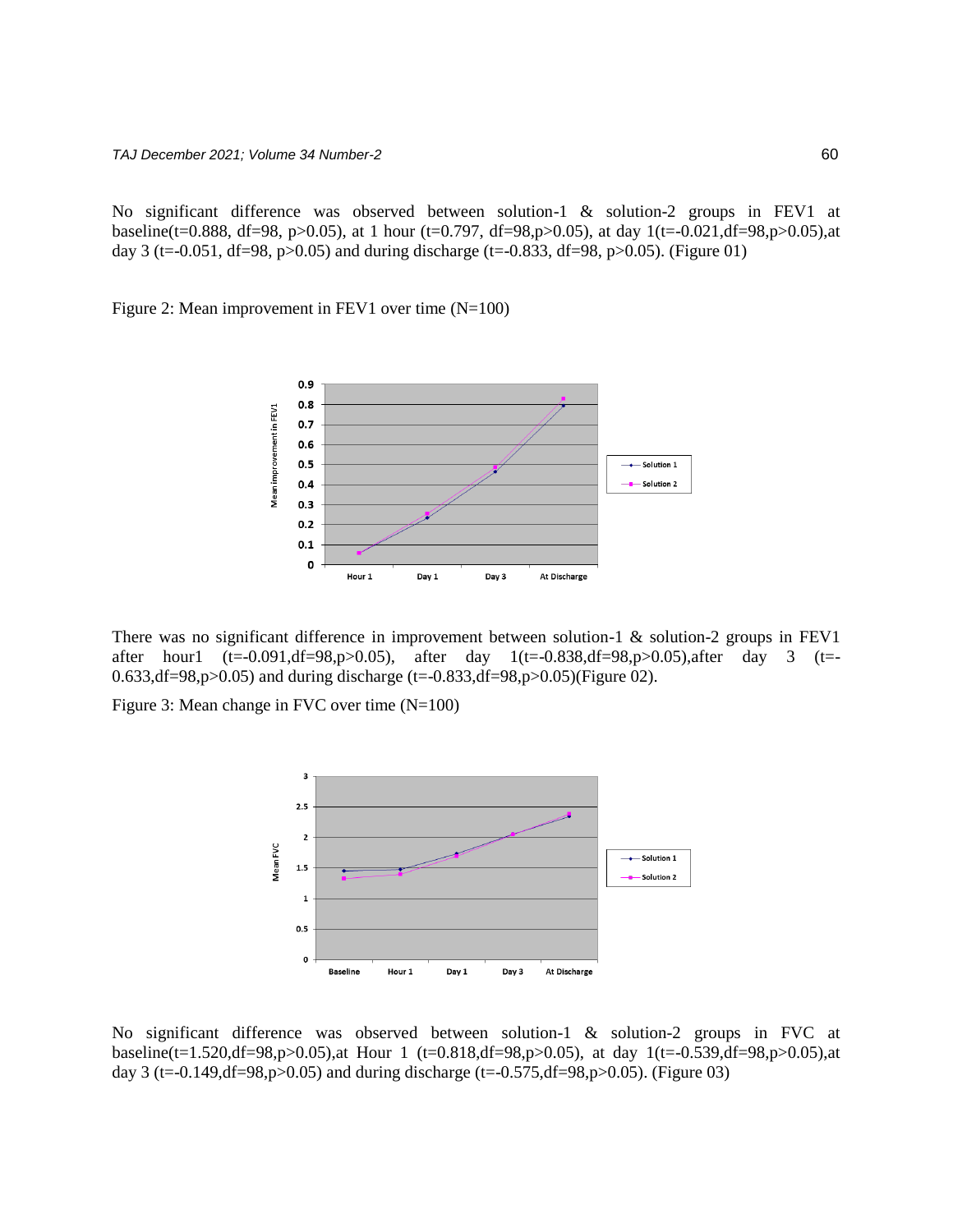No significant difference was observed between solution-1 & solution-2 groups in FEV1 at baseline($t=0.888$, $df=98$, $p>0.05$), at 1 hour ($t=0.797$, $df=98$, $p>0.05$), at day 1($t=-0.021$, $df=98$, $p>0.05$), at day 3 ($t=-0.051$, $df=98$, $p>0.05$) and during discharge ($t=-0.833$, $df=98$, $p>0.05$). (Figure 01)

Figure 2: Mean improvement in FEV1 over time (N=100)

There was no significant difference in improvement between solution-1 & solution-2 groups in FEV1 after hour1 ($t=-0.091$, $df=98$, $p>0.05$), after day 1($t=-0.838$, $df=98$, $p>0.05$), after day 3 ($t=-0.633$, $df=98$, $p>0.05$) and during discharge ($t=-0.833$, $df=98$, $p>0.05$)(Figure 02).

Figure 3: Mean change in FVC over time (N=100)

No significant difference was observed between solution-1 & solution-2 groups in FVC at baseline($t=1.520$, $df=98$, $p>0.05$), at Hour 1 ($t=0.818$, $df=98$, $p>0.05$), at day 1($t=-0.539$, $df=98$, $p>0.05$), at day 3 ($t=-0.149$, $df=98$, $p>0.05$) and during discharge ($t=-0.575$, $df=98$, $p>0.05$). (Figure 03)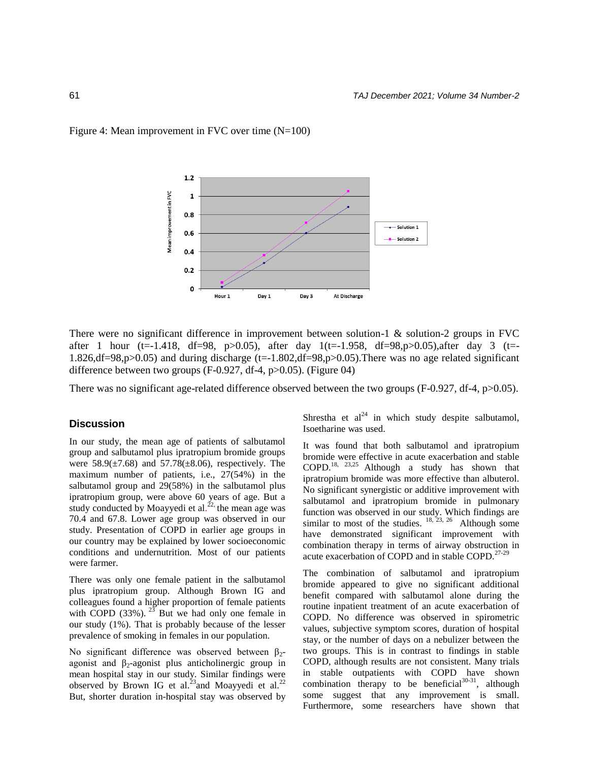Figure 4: Mean improvement in FVC over time (N=100)

There were no significant difference in improvement between solution-1 & solution-2 groups in FVC after 1 hour ($t=-1.418$, $df=98$, $p>0.05$), after day 1($t=-1.958$, $df=98$, $p>0.05$), after day 3 ($t=-1.826$, $df=98$, $p>0.05$) and during discharge ($t=-1.802$, $df=98$, $p>0.05$). There was no age related significant difference between two groups (F-0.927, df-4, $p>0.05$). (Figure 04)

There was no significant age-related difference observed between the two groups (F-0.927, df-4, $p>0.05$).

## Discussion

In our study, the mean age of patients of salbutamol group and salbutamol plus ipratropium bromide groups were 58.9(±7.68) and 57.78(±8.06), respectively. The maximum number of patients, i.e., 27(54%) in the salbutamol group and 29(58%) in the salbutamol plus ipratropium group, were above 60 years of age. But a study conducted by Moayyedi et al.[22], the mean age was 70.4 and 67.8. Lower age group was observed in our study. Presentation of COPD in earlier age groups in our country may be explained by lower socioeconomic conditions and undernutrition. Most of our patients were farmer.

There was only one female patient in the salbutamol plus ipratropium group. Although Brown IG and colleagues found a higher proportion of female patients with COPD (33%).[23] But we had only one female in our study (1%). That is probably because of the lesser prevalence of smoking in females in our population.

No significant difference was observed between $\beta_2$-agonist and $\beta_2$-agonist plus anticholinergic group in mean hospital stay in our study. Similar findings were observed by Brown IG et al.[23] and Moayyedi et al.[22] But, shorter duration in-hospital stay was observed by Shrestha et al[24] in which study despite salbutamol, Isoetharine was used.

It was found that both salbutamol and ipratropium bromide were effective in acute exacerbation and stable COPD.[18, 23,25] Although a study has shown that ipratropium bromide was more effective than albuterol. No significant synergistic or additive improvement with salbutamol and ipratropium bromide in pulmonary function was observed in our study. Which findings are similar to most of the studies. [18, 23, 26] Although some have demonstrated significant improvement with combination therapy in terms of airway obstruction in acute exacerbation of COPD and in stable COPD.[27-29]

The combination of salbutamol and ipratropium bromide appeared to give no significant additional benefit compared with salbutamol alone during the routine inpatient treatment of an acute exacerbation of COPD. No difference was observed in spirometric values, subjective symptom scores, duration of hospital stay, or the number of days on a nebulizer between the two groups. This is in contrast to findings in stable COPD, although results are not consistent. Many trials in stable outpatients with COPD have shown combination therapy to be beneficial[30-31], although some suggest that any improvement is small. Furthermore, some researchers have shown that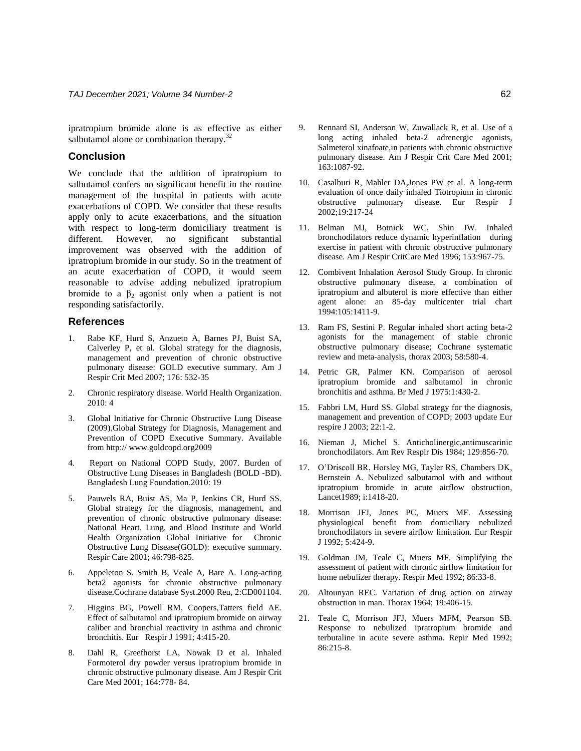ipratropium bromide alone is as effective as either salbutamol alone or combination therapy.[32]

## Conclusion

We conclude that the addition of ipratropium to salbutamol confers no significant benefit in the routine management of the hospital in patients with acute exacerbations of COPD. We consider that these results apply only to acute exacerbations, and the situation with respect to long-term domiciliary treatment is different. However, no significant substantial improvement was observed with the addition of ipratropium bromide in our study. So in the treatment of an acute exacerbation of COPD, it would seem reasonable to advise adding nebulized ipratropium bromide to a $\beta_2$ agonist only when a patient is not responding satisfactorily.

## References

1. Rabe KF, Hurd S, Anzueto A, Barnes PJ, Buist SA, Calverley P, et al. Global strategy for the diagnosis, management and prevention of chronic obstructive pulmonary disease: GOLD executive summary. Am J Respir Crit Med 2007; 176: 532-35
2. Chronic respiratory disease. World Health Organization. 2010: 4
3. Global Initiative for Chronic Obstructive Lung Disease (2009).Global Strategy for Diagnosis, Management and Prevention of COPD Executive Summary. Available from http:// www.goldcopd.org2009
4. Report on National COPD Study, 2007. Burden of Obstructive Lung Diseases in Bangladesh (BOLD -BD). Bangladesh Lung Foundation.2010: 19
5. Pauwels RA, Buist AS, Ma P, Jenkins CR, Hurd SS. Global strategy for the diagnosis, management, and prevention of chronic obstructive pulmonary disease: National Heart, Lung, and Blood Institute and World Health Organization Global Initiative for Chronic Obstructive Lung Disease(GOLD): executive summary. Respir Care 2001; 46:798-825.
6. Appeleton S. Smith B, Veale A, Bare A. Long-acting beta2 agonists for chronic obstructive pulmonary disease.Cochrane database Syst.2000 Reu, 2:CD001104.
7. Higgins BG, Powell RM, Coopers,Tatters field AE. Effect of salbutamol and ipratropium bromide on airway caliber and bronchial reactivity in asthma and chronic bronchitis. Eur Respir J 1991; 4:415-20.
8. Dahl R, Greefhorst LA, Nowak D et al. Inhaled Formoterol dry powder versus ipratropium bromide in chronic obstructive pulmonary disease. Am J Respir Crit Care Med 2001; 164:778- 84.
9. Rennard SI, Anderson W, Zuwallack R, et al. Use of a long acting inhaled beta-2 adrenergic agonists, Salmeterol xinafoate,in patients with chronic obstructive pulmonary disease. Am J Respir Crit Care Med 2001; 163:1087-92.
10. Casalburi R, Mahler DA,Jones PW et al. A long-term evaluation of once daily inhaled Tiotropium in chronic obstructive pulmonary disease. Eur Respir J 2002;19:217-24
11. Belman MJ, Botnick WC, Shin JW. Inhaled bronchodilators reduce dynamic hyperinflation during exercise in patient with chronic obstructive pulmonary disease. Am J Respir CritCare Med 1996; 153:967-75.
12. Combivent Inhalation Aerosol Study Group. In chronic obstructive pulmonary disease, a combination of ipratropium and albuterol is more effective than either agent alone: an 85-day multicenter trial chart 1994:105:1411-9.
13. Ram FS, Sestini P. Regular inhaled short acting beta-2 agonists for the management of stable chronic obstructive pulmonary disease; Cochrane systematic review and meta-analysis, thorax 2003; 58:580-4.
14. Petric GR, Palmer KN. Comparison of aerosol ipratropium bromide and salbutamol in chronic bronchitis and asthma. Br Med J 1975:1:430-2.
15. Fabbri LM, Hurd SS. Global strategy for the diagnosis, management and prevention of COPD; 2003 update Eur respire J 2003; 22:1-2.
16. Nieman J, Michel S. Anticholinergic,antimuscarinic bronchodilators. Am Rev Respir Dis 1984; 129:856-70.
17. O'Driscoll BR, Horsley MG, Tayler RS, Chambers DK, Bernstein A. Nebulized salbutamol with and without ipratropium bromide in acute airflow obstruction, Lancet1989; i:1418-20.
18. Morrison JFJ, Jones PC, Muers MF. Assessing physiological benefit from domiciliary nebulized bronchodilators in severe airflow limitation. Eur Respir J 1992; 5:424-9.
19. Goldman JM, Teale C, Muers MF. Simplifying the assessment of patient with chronic airflow limitation for home nebulizer therapy. Respir Med 1992; 86:33-8.
20. Altounyan REC. Variation of drug action on airway obstruction in man. Thorax 1964; 19:406-15.
21. Teale C, Morrison JFJ, Muers MFM, Pearson SB. Response to nebulized ipratropium bromide and terbutaline in acute severe asthma. Repir Med 1992; 86:215-8.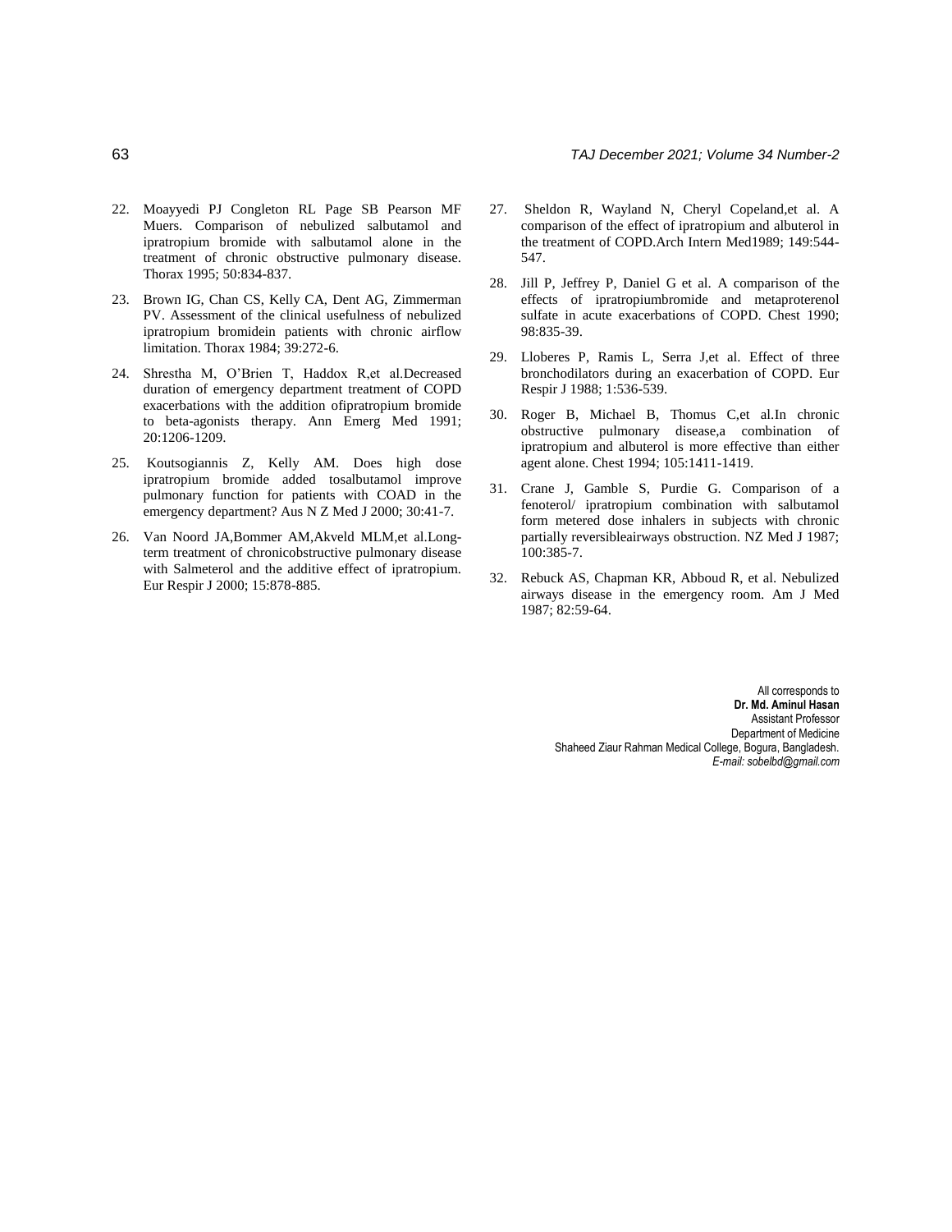22. Moayyedi PJ Congleton RL Page SB Pearson MF Muers. Comparison of nebulized salbutamol and ipratropium bromide with salbutamol alone in the treatment of chronic obstructive pulmonary disease. Thorax 1995; 50:834-837.

23. Brown IG, Chan CS, Kelly CA, Dent AG, Zimmerman PV. Assessment of the clinical usefulness of nebulized ipratropium bromidein patients with chronic airflow limitation. Thorax 1984; 39:272-6.

24. Shrestha M, O'Brien T, Haddox R,et al.Decreased duration of emergency department treatment of COPD exacerbations with the addition ofipratropium bromide to beta-agonists therapy. Ann Emerg Med 1991; 20:1206-1209.

25. Koutsogiannis Z, Kelly AM. Does high dose ipratropium bromide added tosalbutamol improve pulmonary function for patients with COAD in the emergency department? Aus N Z Med J 2000; 30:41-7.

26. Van Noord JA,Bommer AM,Akveld MLM,et al.Long-term treatment of chronicobstructive pulmonary disease with Salmeterol and the additive effect of ipratropium. Eur Respir J 2000; 15:878-885.

27. Sheldon R, Wayland N, Cheryl Copeland,et al. A comparison of the effect of ipratropium and albuterol in the treatment of COPD.Arch Intern Med1989; 149:544-547.

28. Jill P, Jeffrey P, Daniel G et al. A comparison of the effects of ipratropiumbromide and metaproterenol sulfate in acute exacerbations of COPD. Chest 1990; 98:835-39.

29. Lloberes P, Ramis L, Serra J,et al. Effect of three bronchodilators during an exacerbation of COPD. Eur Respir J 1988; 1:536-539.

30. Roger B, Michael B, Thomus C,et al.In chronic obstructive pulmonary disease,a combination of ipratropium and albuterol is more effective than either agent alone. Chest 1994; 105:1411-1419.

31. Crane J, Gamble S, Purdie G. Comparison of a fenoterol/ ipratropium combination with salbutamol form metered dose inhalers in subjects with chronic partially reversibleairways obstruction. NZ Med J 1987; 100:385-7.

32. Rebuck AS, Chapman KR, Abboud R, et al. Nebulized airways disease in the emergency room. Am J Med 1987; 82:59-64.

All corresponds to
**Dr. Md. Aminul Hasan**
Assistant Professor
Department of Medicine
Shaheed Ziaur Rahman Medical College, Bogura, Bangladesh.
*E-mail: sobelbd@gmail.com*